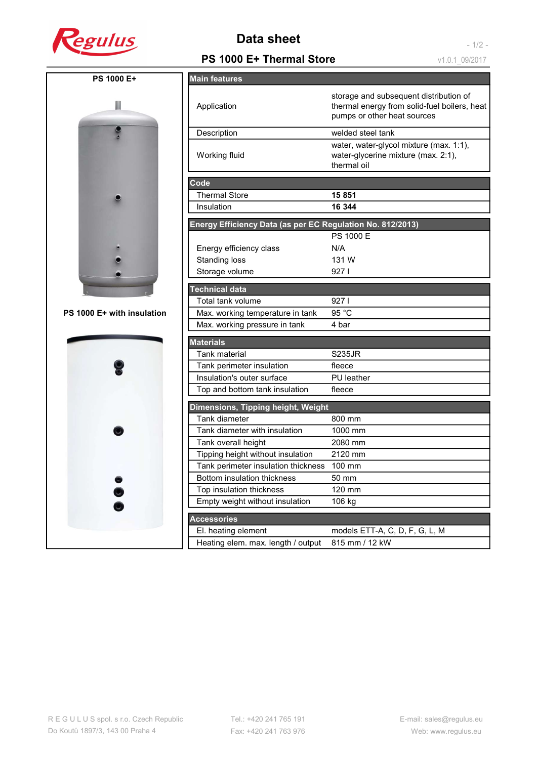# Data sheet

## PS 1000 E+ Thermal Store

v1.0.1_09/2017

**PS 1000 E+**

**PS 1000 E+ with insulation**

| Main features | |
|---|---|
| Application | storage and subsequent distribution of thermal energy from solid-fuel boilers, heat pumps or other heat sources |
| Description | welded steel tank |
| Working fluid | water, water-glycol mixture (max. 1:1), water-glycerine mixture (max. 2:1), thermal oil |

| Code | |
|---|---|
| Thermal Store | **15 851** |
| Insulation | **16 344** |

| Energy Efficiency Data (as per EC Regulation No. 812/2013) | |
|---|---|
| | PS 1000 E |
| Energy efficiency class | N/A |
| Standing loss | 131 W |
| Storage volume | 927 l |

| Technical data | |
|---|---|
| Total tank volume | 927 l |
| Max. working temperature in tank | 95 °C |
| Max. working pressure in tank | 4 bar |

| Materials | |
|---|---|
| Tank material | S235JR |
| Tank perimeter insulation | fleece |
| Insulation's outer surface | PU leather |
| Top and bottom tank insulation | fleece |

| Dimensions, Tipping height, Weight | |
|---|---|
| Tank diameter | 800 mm |
| Tank diameter with insulation | 1000 mm |
| Tank overall height | 2080 mm |
| Tipping height without insulation | 2120 mm |
| Tank perimeter insulation thickness | 100 mm |
| Bottom insulation thickness | 50 mm |
| Top insulation thickness | 120 mm |
| Empty weight without insulation | 106 kg |

| Accessories | |
|---|---|
| El. heating element | models ETT-A, C, D, F, G, L, M |
| Heating elem. max. length / output | 815 mm / 12 kW |

R E G U L U S spol. s r.o. Czech Republic
Do Koutů 1897/3, 143 00 Praha 4

Tel.: +420 241 765 191
Fax: +420 241 763 976

E-mail: sales@regulus.eu
Web: www.regulus.eu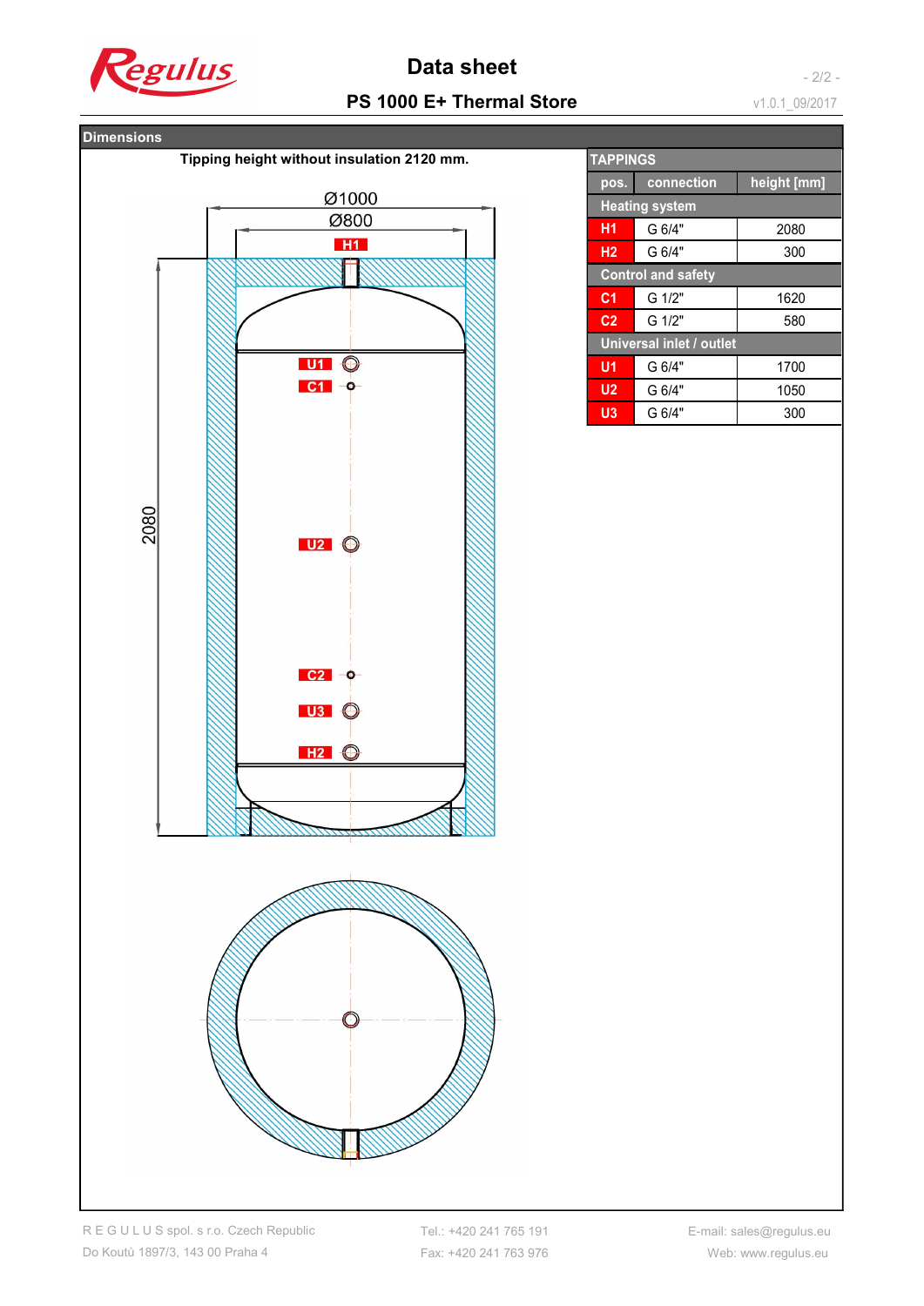## Dimensions

**Tipping height without insulation 2120 mm.**

Ø1000
Ø800
H1
U1
C1
2080
U2
C2
U3
H2

| TAPPINGS | | |
|---|---|---|
| **pos.** | **connection** | **height [mm]** |
| **Heating system** | | |
| H1 | G 6/4" | 2080 |
| H2 | G 6/4" | 300 |
| **Control and safety** | | |
| C1 | G 1/2" | 1620 |
| C2 | G 1/2" | 580 |
| **Universal inlet / outlet** | | |
| U1 | G 6/4" | 1700 |
| U2 | G 6/4" | 1050 |
| U3 | G 6/4" | 300 |

R E G U L U S spol. s r.o. Czech Republic
Do Koutů 1897/3, 143 00 Praha 4

Tel.: +420 241 765 191
Fax: +420 241 763 976

E-mail: sales@regulus.eu
Web: www.regulus.eu